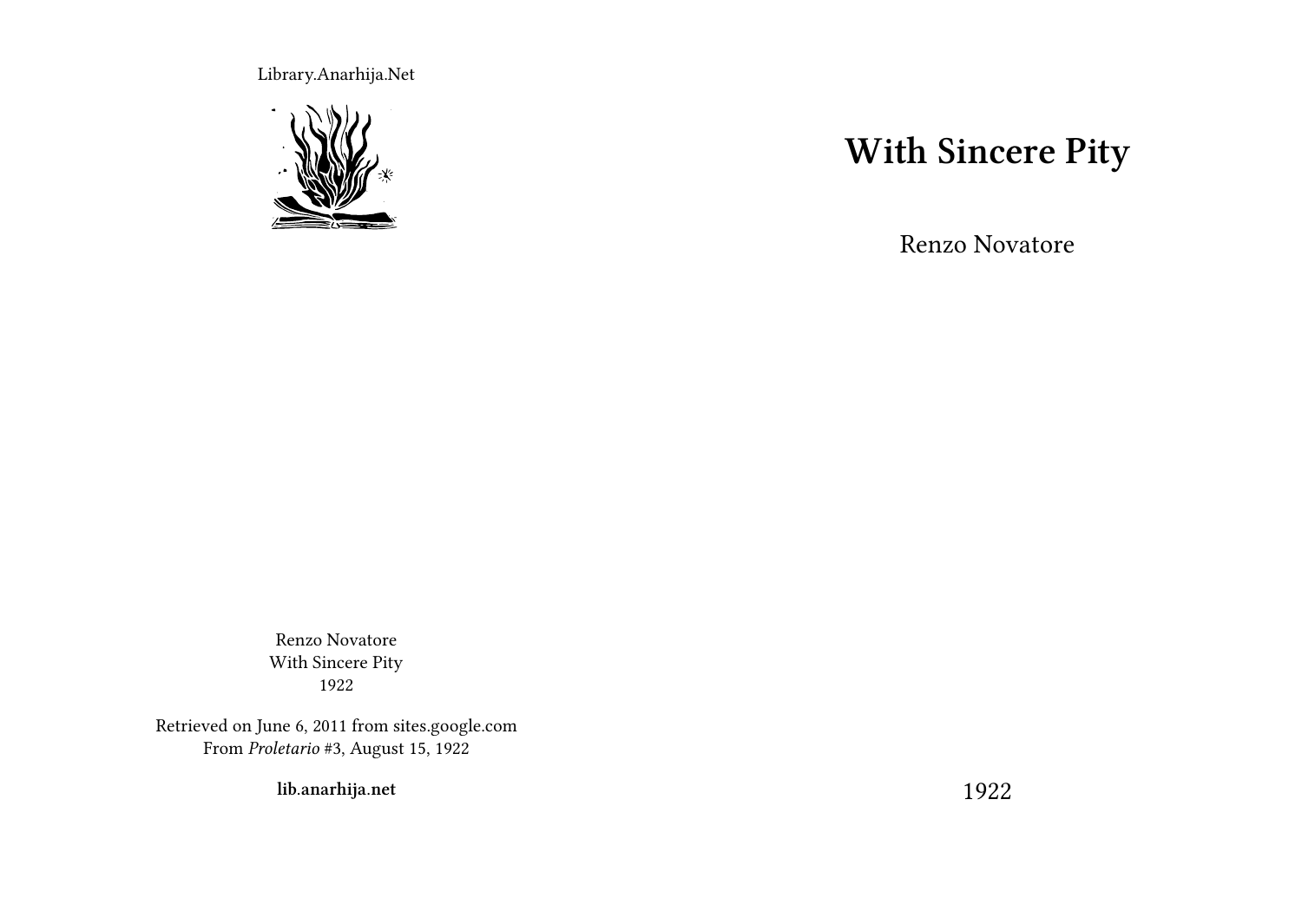Library.Anarhija.Net

# With Sincere Pity

Renzo Novatore

1922

Renzo Novatore
With Sincere Pity
1922

Retrieved on June 6, 2011 from sites.google.com
From *Proletario* #3, August 15, 1922

**lib.anarhija.net**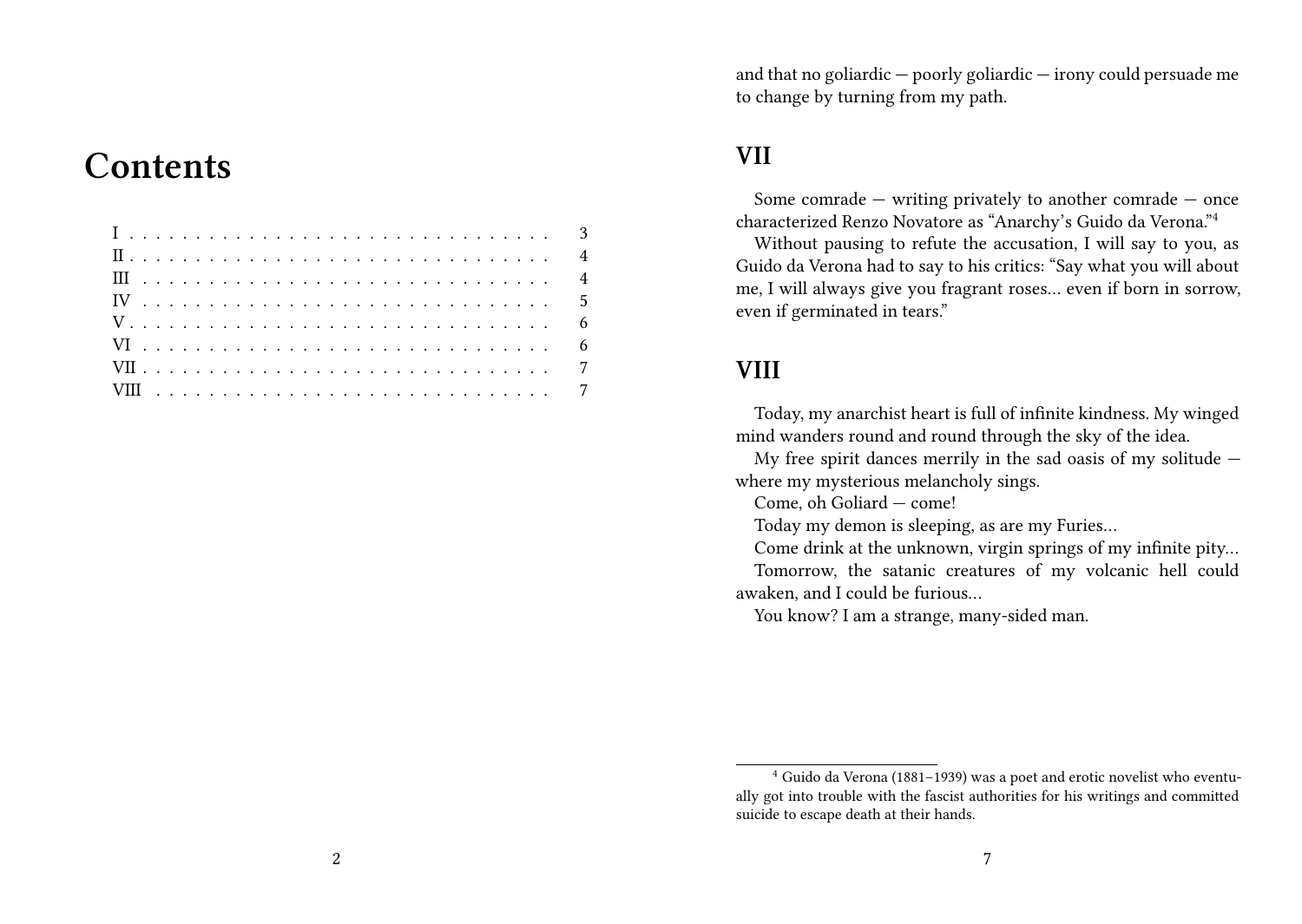# Contents

- I . . . . . . . . . . 3
- II . . . . . . . . . . 4
- III . . . . . . . . . . 4
- IV . . . . . . . . . . 5
- V . . . . . . . . . . 6
- VI . . . . . . . . . . 6
- VII . . . . . . . . . . 7
- VIII . . . . . . . . . . 7

and that no goliardic — poorly goliardic — irony could persuade me to change by turning from my path.

## VII

Some comrade — writing privately to another comrade — once characterized Renzo Novatore as "Anarchy's Guido da Verona."[4]

Without pausing to refute the accusation, I will say to you, as Guido da Verona had to say to his critics: "Say what you will about me, I will always give you fragrant roses… even if born in sorrow, even if germinated in tears."

## VIII

Today, my anarchist heart is full of infinite kindness. My winged mind wanders round and round through the sky of the idea.

My free spirit dances merrily in the sad oasis of my solitude — where my mysterious melancholy sings.

Come, oh Goliard — come!

Today my demon is sleeping, as are my Furies…

Come drink at the unknown, virgin springs of my infinite pity…

Tomorrow, the satanic creatures of my volcanic hell could awaken, and I could be furious…

You know? I am a strange, many-sided man.

[4] Guido da Verona (1881–1939) was a poet and erotic novelist who eventually got into trouble with the fascist authorities for his writings and committed suicide to escape death at their hands.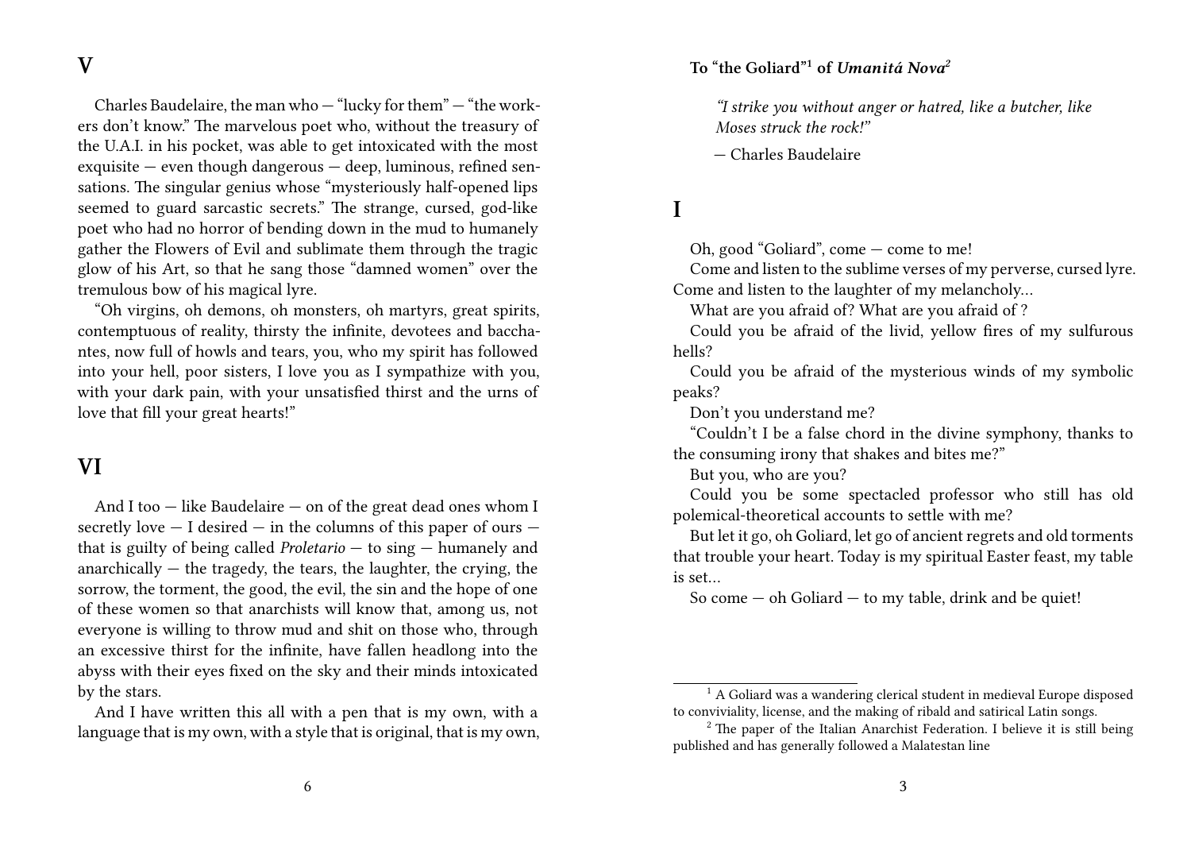## V

Charles Baudelaire, the man who — "lucky for them" — "the workers don't know." The marvelous poet who, without the treasury of the U.A.I. in his pocket, was able to get intoxicated with the most exquisite — even though dangerous — deep, luminous, refined sensations. The singular genius whose "mysteriously half-opened lips seemed to guard sarcastic secrets." The strange, cursed, god-like poet who had no horror of bending down in the mud to humanely gather the Flowers of Evil and sublimate them through the tragic glow of his Art, so that he sang those "damned women" over the tremulous bow of his magical lyre.

"Oh virgins, oh demons, oh monsters, oh martyrs, great spirits, contemptuous of reality, thirsty the infinite, devotees and bacchantes, now full of howls and tears, you, who my spirit has followed into your hell, poor sisters, I love you as I sympathize with you, with your dark pain, with your unsatisfied thirst and the urns of love that fill your great hearts!"

## VI

And I too — like Baudelaire — on of the great dead ones whom I secretly love — I desired — in the columns of this paper of ours — that is guilty of being called *Proletario* — to sing — humanely and anarchically — the tragedy, the tears, the laughter, the crying, the sorrow, the torment, the good, the evil, the sin and the hope of one of these women so that anarchists will know that, among us, not everyone is willing to throw mud and shit on those who, through an excessive thirst for the infinite, have fallen headlong into the abyss with their eyes fixed on the sky and their minds intoxicated by the stars.

And I have written this all with a pen that is my own, with a language that is my own, with a style that is original, that is my own,

### To "the Goliard"[1] of *Umanitá Nova*[2]

> *"I strike you without anger or hatred, like a butcher, like Moses struck the rock!"*
>
> — Charles Baudelaire

## I

Oh, good "Goliard", come — come to me!

Come and listen to the sublime verses of my perverse, cursed lyre. Come and listen to the laughter of my melancholy…

What are you afraid of? What are you afraid of ?

Could you be afraid of the livid, yellow fires of my sulfurous hells?

Could you be afraid of the mysterious winds of my symbolic peaks?

Don't you understand me?

"Couldn't I be a false chord in the divine symphony, thanks to the consuming irony that shakes and bites me?"

But you, who are you?

Could you be some spectacled professor who still has old polemical-theoretical accounts to settle with me?

But let it go, oh Goliard, let go of ancient regrets and old torments that trouble your heart. Today is my spiritual Easter feast, my table is set…

So come — oh Goliard — to my table, drink and be quiet!

---

[1] A Goliard was a wandering clerical student in medieval Europe disposed to conviviality, license, and the making of ribald and satirical Latin songs.

[2] The paper of the Italian Anarchist Federation. I believe it is still being published and has generally followed a Malatestan line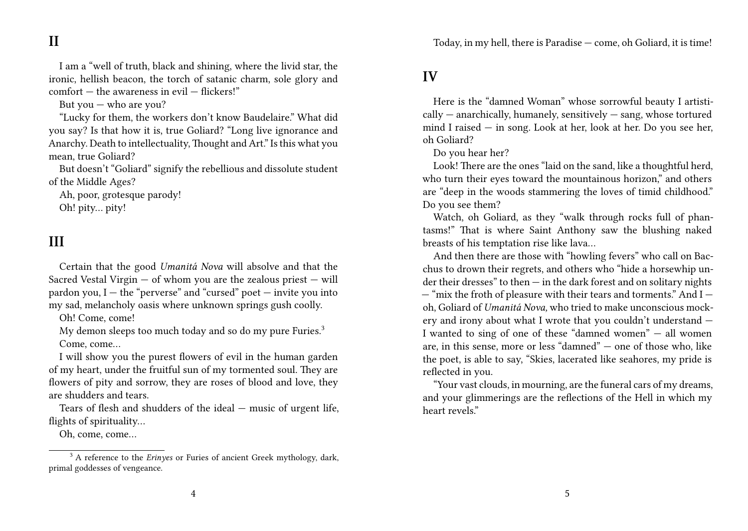## II

I am a "well of truth, black and shining, where the livid star, the ironic, hellish beacon, the torch of satanic charm, sole glory and comfort — the awareness in evil — flickers!"

But you — who are you?

"Lucky for them, the workers don't know Baudelaire." What did you say? Is that how it is, true Goliard? "Long live ignorance and Anarchy. Death to intellectuality, Thought and Art." Is this what you mean, true Goliard?

But doesn't "Goliard" signify the rebellious and dissolute student of the Middle Ages?

Ah, poor, grotesque parody!

Oh! pity… pity!

## III

Certain that the good *Umanitá Nova* will absolve and that the Sacred Vestal Virgin — of whom you are the zealous priest — will pardon you, I — the "perverse" and "cursed" poet — invite you into my sad, melancholy oasis where unknown springs gush coolly.

Oh! Come, come!

My demon sleeps too much today and so do my pure Furies.[3]

Come, come…

I will show you the purest flowers of evil in the human garden of my heart, under the fruitful sun of my tormented soul. They are flowers of pity and sorrow, they are roses of blood and love, they are shudders and tears.

Tears of flesh and shudders of the ideal — music of urgent life, flights of spirituality…

Oh, come, come…

[3] A reference to the *Erinyes* or Furies of ancient Greek mythology, dark, primal goddesses of vengeance.

Today, in my hell, there is Paradise — come, oh Goliard, it is time!

## IV

Here is the "damned Woman" whose sorrowful beauty I artistically — anarchically, humanely, sensitively — sang, whose tortured mind I raised — in song. Look at her, look at her. Do you see her, oh Goliard?

Do you hear her?

Look! There are the ones "laid on the sand, like a thoughtful herd, who turn their eyes toward the mountainous horizon," and others are "deep in the woods stammering the loves of timid childhood." Do you see them?

Watch, oh Goliard, as they "walk through rocks full of phantasms!" That is where Saint Anthony saw the blushing naked breasts of his temptation rise like lava…

And then there are those with "howling fevers" who call on Bacchus to drown their regrets, and others who "hide a horsewhip under their dresses" to then — in the dark forest and on solitary nights — "mix the froth of pleasure with their tears and torments." And I — oh, Goliard of *Umanitá Nova,* who tried to make unconscious mockery and irony about what I wrote that you couldn't understand — I wanted to sing of one of these "damned women" — all women are, in this sense, more or less "damned" — one of those who, like the poet, is able to say, "Skies, lacerated like seahores, my pride is reflected in you.

"Your vast clouds, in mourning, are the funeral cars of my dreams, and your glimmerings are the reflections of the Hell in which my heart revels."